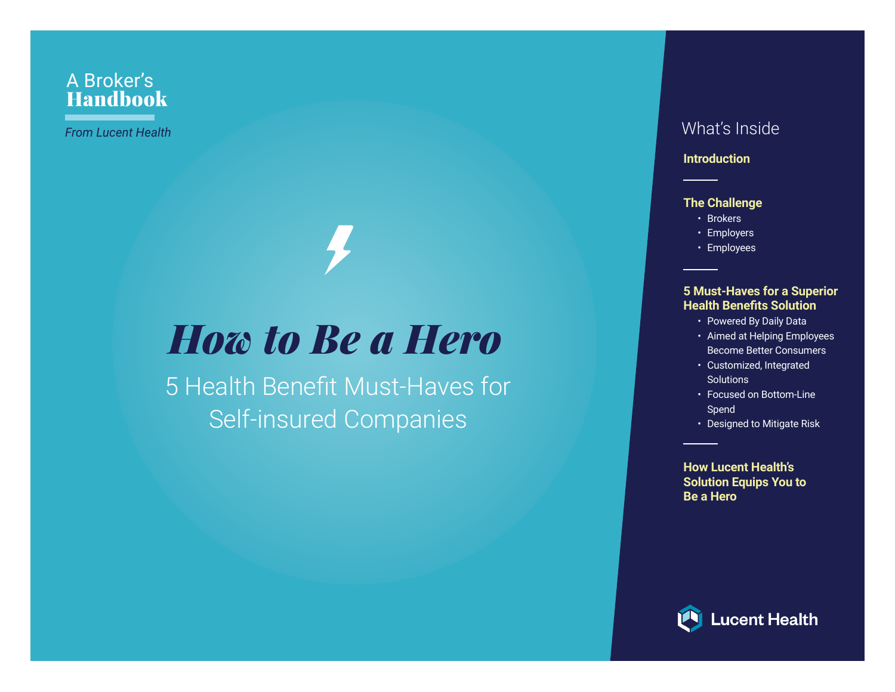A Broker's
**Handbook**

*From Lucent Health*

# *How to Be a Hero*

## 5 Health Benefit Must-Haves for Self-insured Companies

### What's Inside

**Introduction**

---

**The Challenge**

- Brokers
- Employers
- Employees

---

**5 Must-Haves for a Superior Health Benefits Solution**

- Powered By Daily Data
- Aimed at Helping Employees Become Better Consumers
- Customized, Integrated Solutions
- Focused on Bottom-Line Spend
- Designed to Mitigate Risk

---

**How Lucent Health's Solution Equips You to Be a Hero**

Lucent Health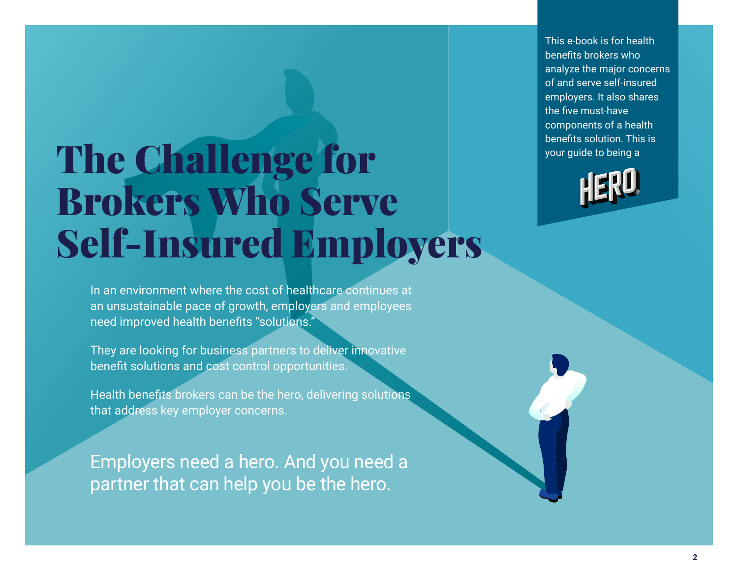# The Challenge for Brokers Who Serve Self-Insured Employers

This e-book is for health benefits brokers who analyze the major concerns of and serve self-insured employers. It also shares the five must-have components of a health benefits solution. This is your guide to being a HERO

In an environment where the cost of healthcare continues at an unsustainable pace of growth, employers and employees need improved health benefits "solutions."

They are looking for business partners to deliver innovative benefit solutions and cost control opportunities.

Health benefits brokers can be the hero, delivering solutions that address key employer concerns.

Employers need a hero. And you need a partner that can help you be the hero.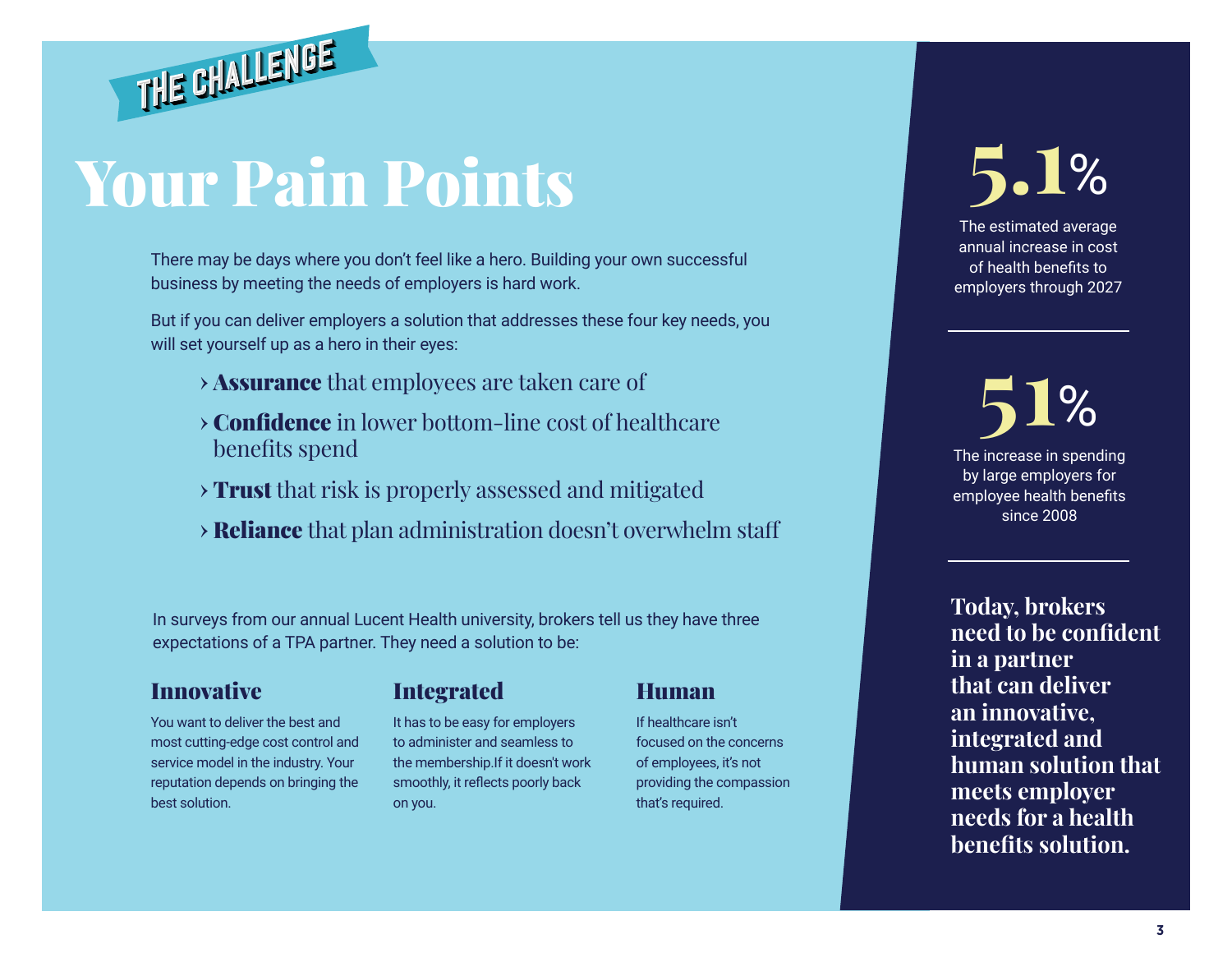THE CHALLENGE

# Your Pain Points

There may be days where you don't feel like a hero. Building your own successful business by meeting the needs of employers is hard work.

But if you can deliver employers a solution that addresses these four key needs, you will set yourself up as a hero in their eyes:

- **Assurance** that employees are taken care of
- **Confidence** in lower bottom-line cost of healthcare benefits spend
- **Trust** that risk is properly assessed and mitigated
- **Reliance** that plan administration doesn't overwhelm staff

In surveys from our annual Lucent Health university, brokers tell us they have three expectations of a TPA partner. They need a solution to be:

### Innovative

You want to deliver the best and most cutting-edge cost control and service model in the industry. Your reputation depends on bringing the best solution.

### Integrated

It has to be easy for employers to administer and seamless to the membership.If it doesn't work smoothly, it reflects poorly back on you.

### Human

If healthcare isn't focused on the concerns of employees, it's not providing the compassion that's required.

**5.1%**

The estimated average annual increase in cost of health benefits to employers through 2027

**51%**

The increase in spending by large employers for employee health benefits since 2008

**Today, brokers need to be confident in a partner that can deliver an innovative, integrated and human solution that meets employer needs for a health benefits solution.**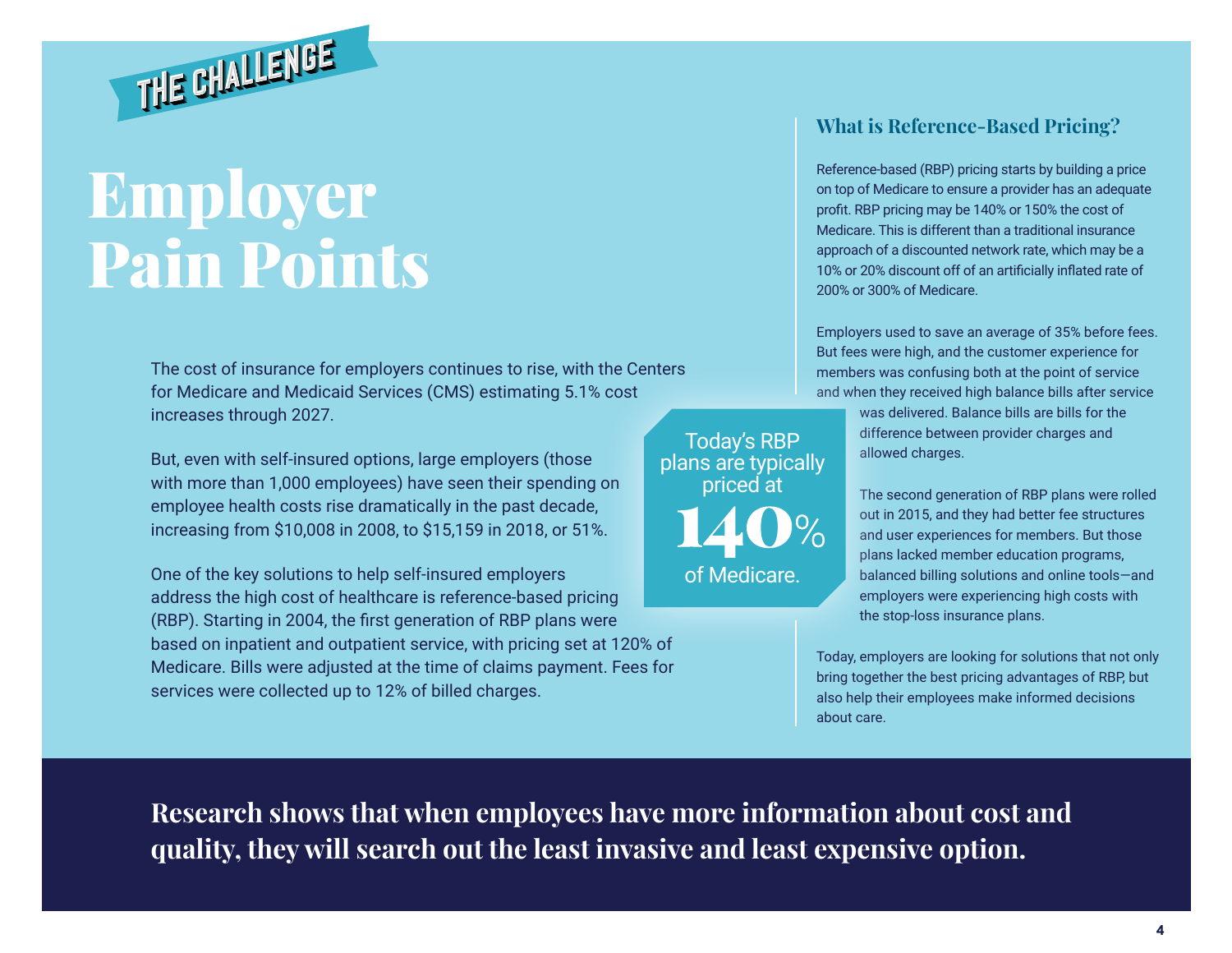THE CHALLENGE

# Employer Pain Points

The cost of insurance for employers continues to rise, with the Centers for Medicare and Medicaid Services (CMS) estimating 5.1% cost increases through 2027.

But, even with self-insured options, large employers (those with more than 1,000 employees) have seen their spending on employee health costs rise dramatically in the past decade, increasing from $10,008 in 2008, to $15,159 in 2018, or 51%.

One of the key solutions to help self-insured employers address the high cost of healthcare is reference-based pricing (RBP). Starting in 2004, the first generation of RBP plans were based on inpatient and outpatient service, with pricing set at 120% of Medicare. Bills were adjusted at the time of claims payment. Fees for services were collected up to 12% of billed charges.

Today's RBP plans are typically priced at **140%** of Medicare.

### What is Reference-Based Pricing?

Reference-based (RBP) pricing starts by building a price on top of Medicare to ensure a provider has an adequate profit. RBP pricing may be 140% or 150% the cost of Medicare. This is different than a traditional insurance approach of a discounted network rate, which may be a 10% or 20% discount off of an artificially inflated rate of 200% or 300% of Medicare.

Employers used to save an average of 35% before fees. But fees were high, and the customer experience for members was confusing both at the point of service and when they received high balance bills after service was delivered. Balance bills are bills for the difference between provider charges and allowed charges.

The second generation of RBP plans were rolled out in 2015, and they had better fee structures and user experiences for members. But those plans lacked member education programs, balanced billing solutions and online tools—and employers were experiencing high costs with the stop-loss insurance plans.

Today, employers are looking for solutions that not only bring together the best pricing advantages of RBP, but also help their employees make informed decisions about care.

**Research shows that when employees have more information about cost and quality, they will search out the least invasive and least expensive option.**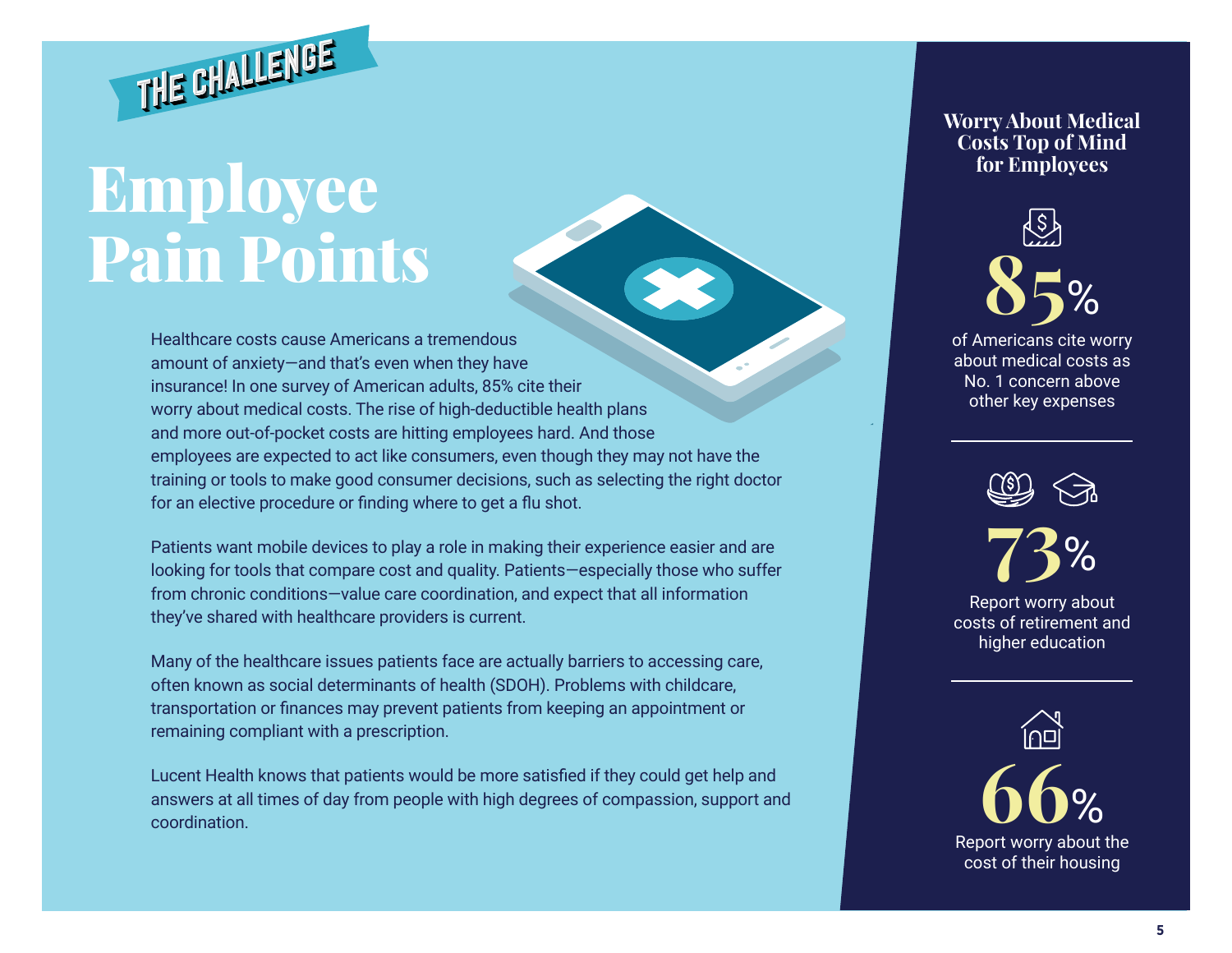THE CHALLENGE

# Employee Pain Points

Healthcare costs cause Americans a tremendous amount of anxiety—and that's even when they have insurance! In one survey of American adults, 85% cite their worry about medical costs. The rise of high-deductible health plans and more out-of-pocket costs are hitting employees hard. And those employees are expected to act like consumers, even though they may not have the training or tools to make good consumer decisions, such as selecting the right doctor for an elective procedure or finding where to get a flu shot.

Patients want mobile devices to play a role in making their experience easier and are looking for tools that compare cost and quality. Patients—especially those who suffer from chronic conditions—value care coordination, and expect that all information they've shared with healthcare providers is current.

Many of the healthcare issues patients face are actually barriers to accessing care, often known as social determinants of health (SDOH). Problems with childcare, transportation or finances may prevent patients from keeping an appointment or remaining compliant with a prescription.

Lucent Health knows that patients would be more satisfied if they could get help and answers at all times of day from people with high degrees of compassion, support and coordination.

## Worry About Medical Costs Top of Mind for Employees

**85%**
of Americans cite worry about medical costs as No. 1 concern above other key expenses

**73%**
Report worry about costs of retirement and higher education

**66%**
Report worry about the cost of their housing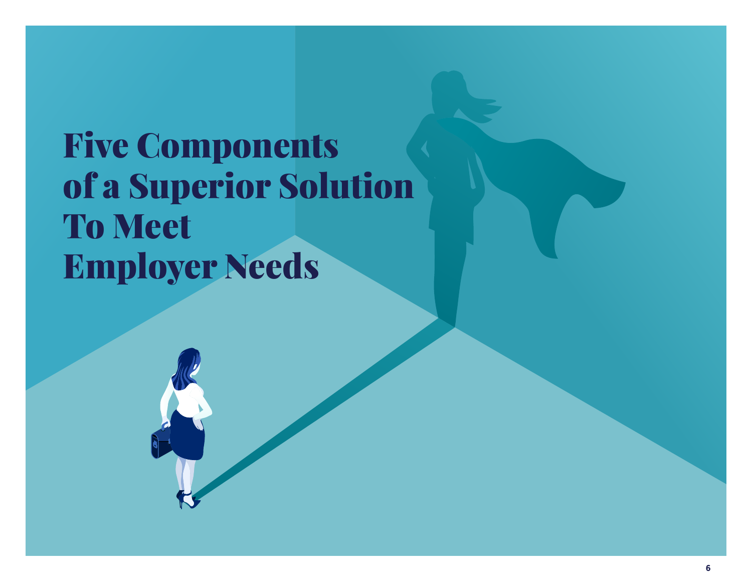# Five Components of a Superior Solution To Meet Employer Needs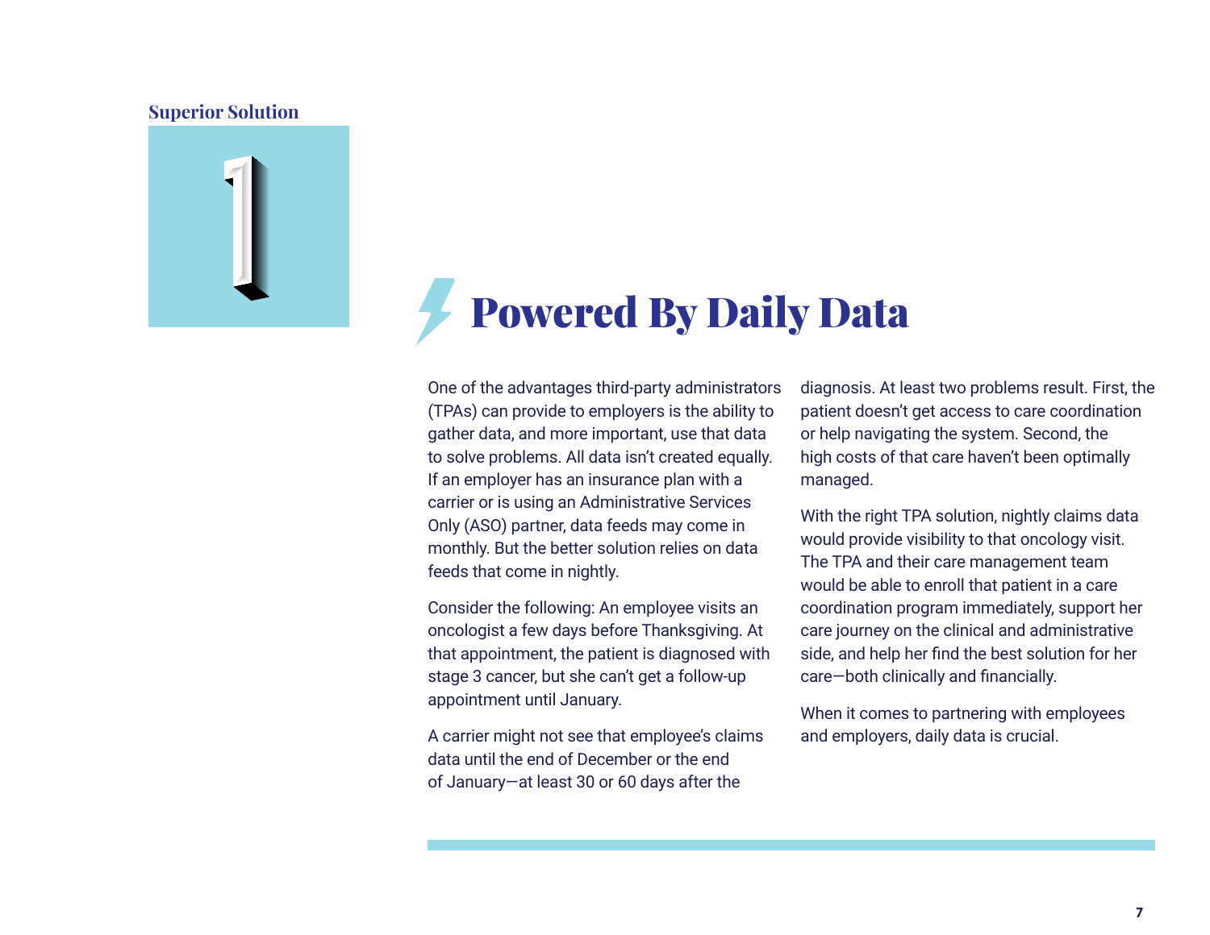Superior Solution

1

# Powered By Daily Data

One of the advantages third-party administrators (TPAs) can provide to employers is the ability to gather data, and more important, use that data to solve problems. All data isn't created equally. If an employer has an insurance plan with a carrier or is using an Administrative Services Only (ASO) partner, data feeds may come in monthly. But the better solution relies on data feeds that come in nightly.

Consider the following: An employee visits an oncologist a few days before Thanksgiving. At that appointment, the patient is diagnosed with stage 3 cancer, but she can't get a follow-up appointment until January.

A carrier might not see that employee's claims data until the end of December or the end of January—at least 30 or 60 days after the diagnosis. At least two problems result. First, the patient doesn't get access to care coordination or help navigating the system. Second, the high costs of that care haven't been optimally managed.

With the right TPA solution, nightly claims data would provide visibility to that oncology visit. The TPA and their care management team would be able to enroll that patient in a care coordination program immediately, support her care journey on the clinical and administrative side, and help her find the best solution for her care—both clinically and financially.

When it comes to partnering with employees and employers, daily data is crucial.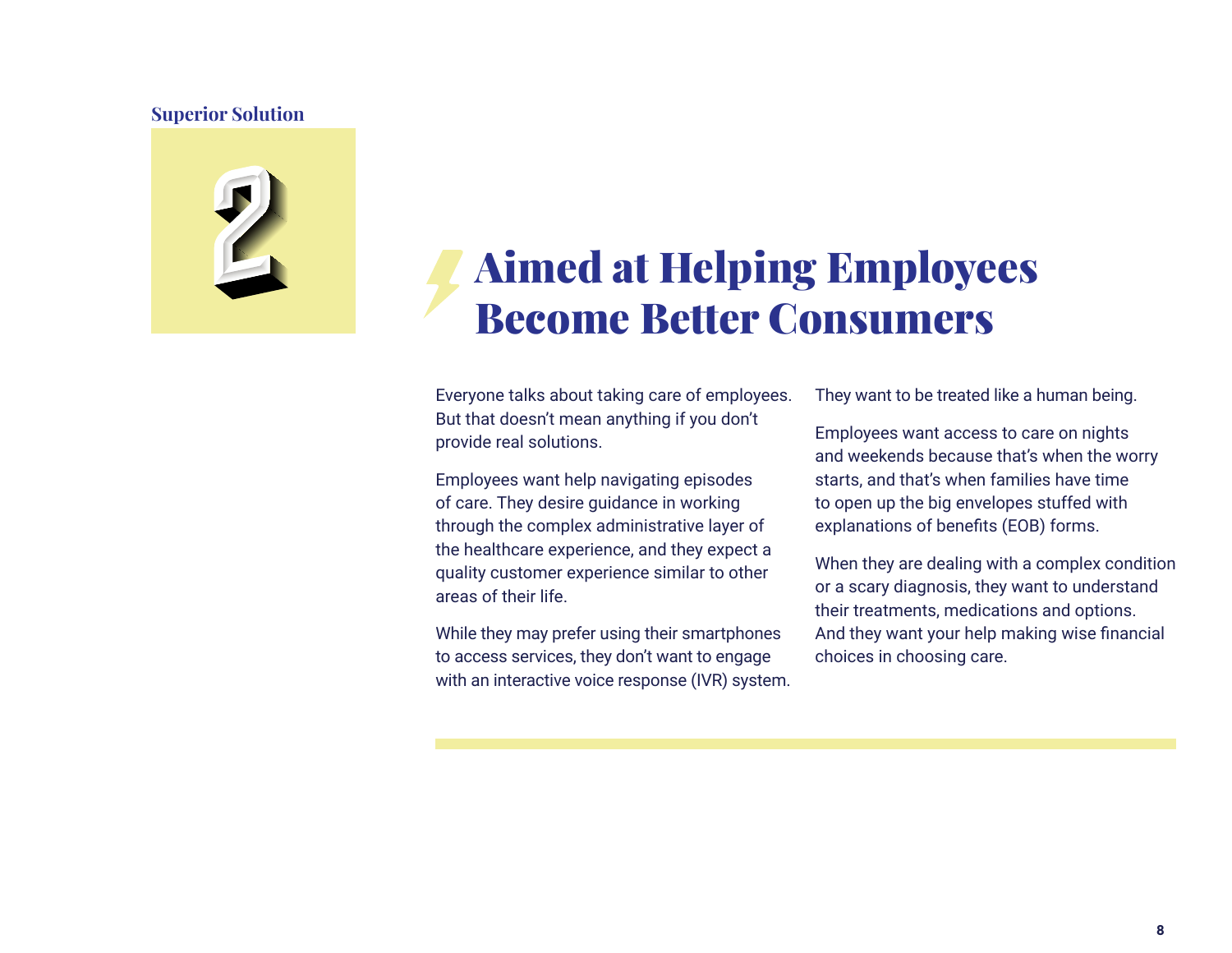Superior Solution

2

# Aimed at Helping Employees Become Better Consumers

Everyone talks about taking care of employees. But that doesn't mean anything if you don't provide real solutions.

Employees want help navigating episodes of care. They desire guidance in working through the complex administrative layer of the healthcare experience, and they expect a quality customer experience similar to other areas of their life.

While they may prefer using their smartphones to access services, they don't want to engage with an interactive voice response (IVR) system. They want to be treated like a human being.

Employees want access to care on nights and weekends because that's when the worry starts, and that's when families have time to open up the big envelopes stuffed with explanations of benefits (EOB) forms.

When they are dealing with a complex condition or a scary diagnosis, they want to understand their treatments, medications and options. And they want your help making wise financial choices in choosing care.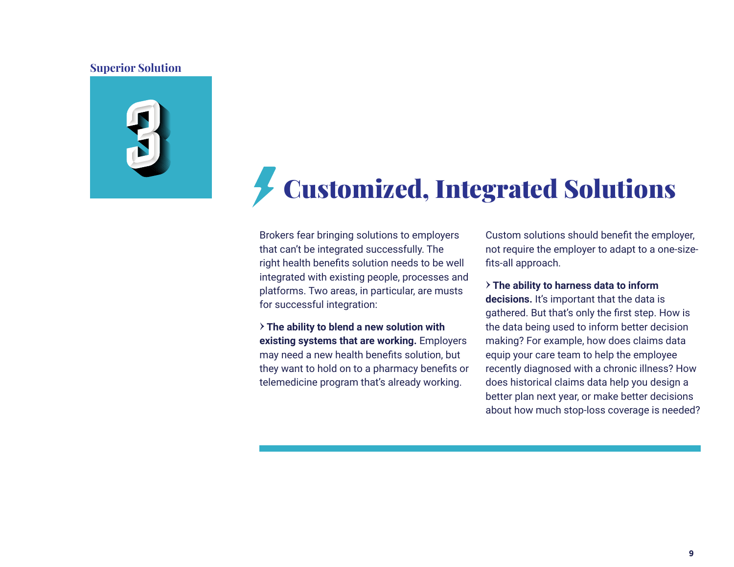Superior Solution

3

# Customized, Integrated Solutions

Brokers fear bringing solutions to employers that can't be integrated successfully. The right health benefits solution needs to be well integrated with existing people, processes and platforms. Two areas, in particular, are musts for successful integration:

› **The ability to blend a new solution with existing systems that are working.** Employers may need a new health benefits solution, but they want to hold on to a pharmacy benefits or telemedicine program that's already working. Custom solutions should benefit the employer, not require the employer to adapt to a one-size-fits-all approach.

› **The ability to harness data to inform decisions.** It's important that the data is gathered. But that's only the first step. How is the data being used to inform better decision making? For example, how does claims data equip your care team to help the employee recently diagnosed with a chronic illness? How does historical claims data help you design a better plan next year, or make better decisions about how much stop-loss coverage is needed?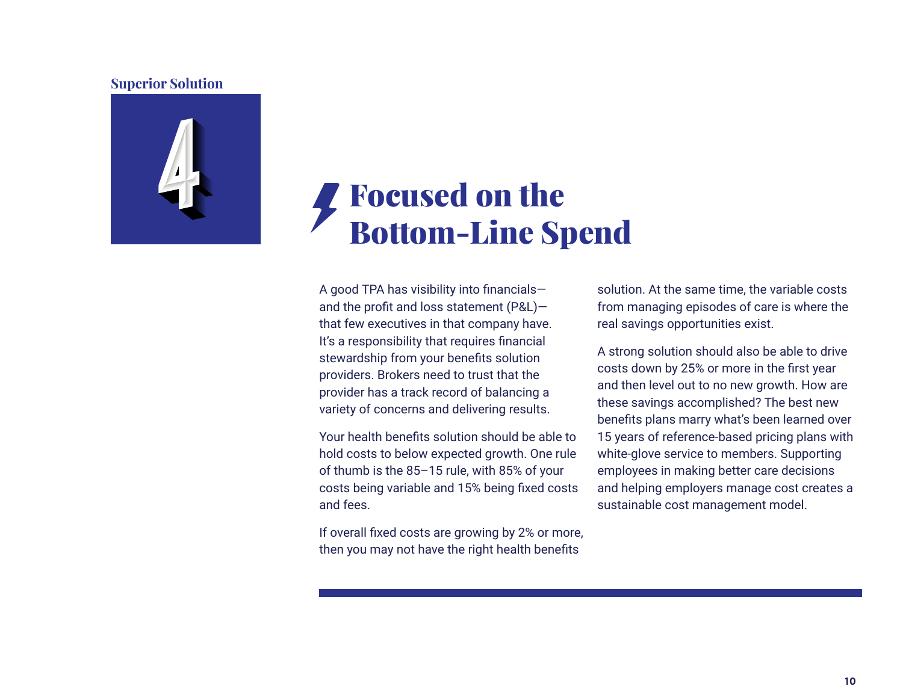Superior Solution

4

# Focused on the Bottom-Line Spend

A good TPA has visibility into financials—and the profit and loss statement (P&L)—that few executives in that company have. It's a responsibility that requires financial stewardship from your benefits solution providers. Brokers need to trust that the provider has a track record of balancing a variety of concerns and delivering results.

Your health benefits solution should be able to hold costs to below expected growth. One rule of thumb is the 85–15 rule, with 85% of your costs being variable and 15% being fixed costs and fees.

If overall fixed costs are growing by 2% or more, then you may not have the right health benefits solution. At the same time, the variable costs from managing episodes of care is where the real savings opportunities exist.

A strong solution should also be able to drive costs down by 25% or more in the first year and then level out to no new growth. How are these savings accomplished? The best new benefits plans marry what's been learned over 15 years of reference-based pricing plans with white-glove service to members. Supporting employees in making better care decisions and helping employers manage cost creates a sustainable cost management model.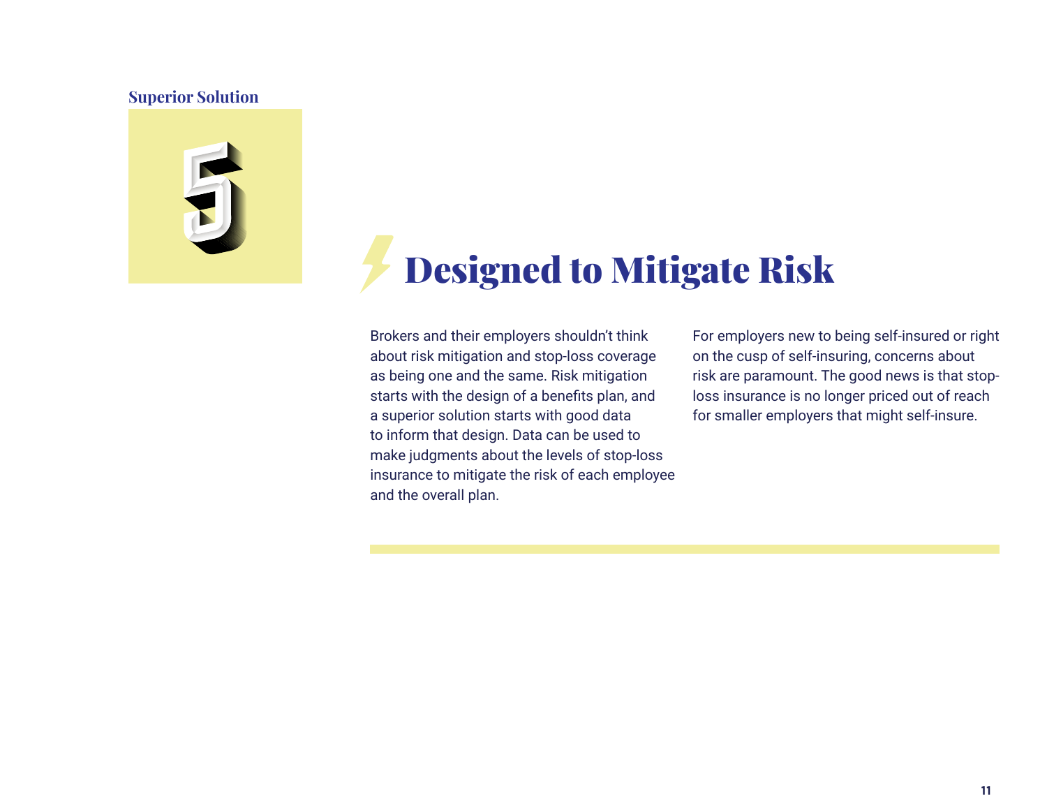Superior Solution

5

# Designed to Mitigate Risk

Brokers and their employers shouldn't think about risk mitigation and stop-loss coverage as being one and the same. Risk mitigation starts with the design of a benefits plan, and a superior solution starts with good data to inform that design. Data can be used to make judgments about the levels of stop-loss insurance to mitigate the risk of each employee and the overall plan.

For employers new to being self-insured or right on the cusp of self-insuring, concerns about risk are paramount. The good news is that stop-loss insurance is no longer priced out of reach for smaller employers that might self-insure.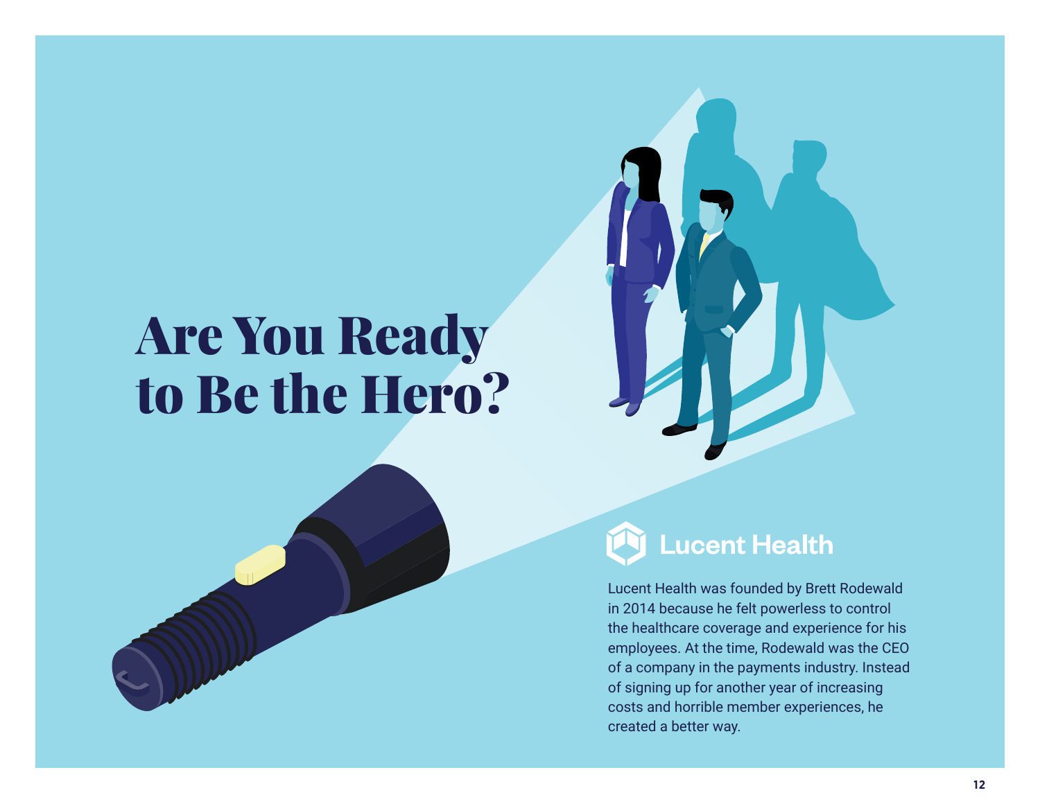# Are You Ready to Be the Hero?

## Lucent Health

Lucent Health was founded by Brett Rodewald in 2014 because he felt powerless to control the healthcare coverage and experience for his employees. At the time, Rodewald was the CEO of a company in the payments industry. Instead of signing up for another year of increasing costs and horrible member experiences, he created a better way.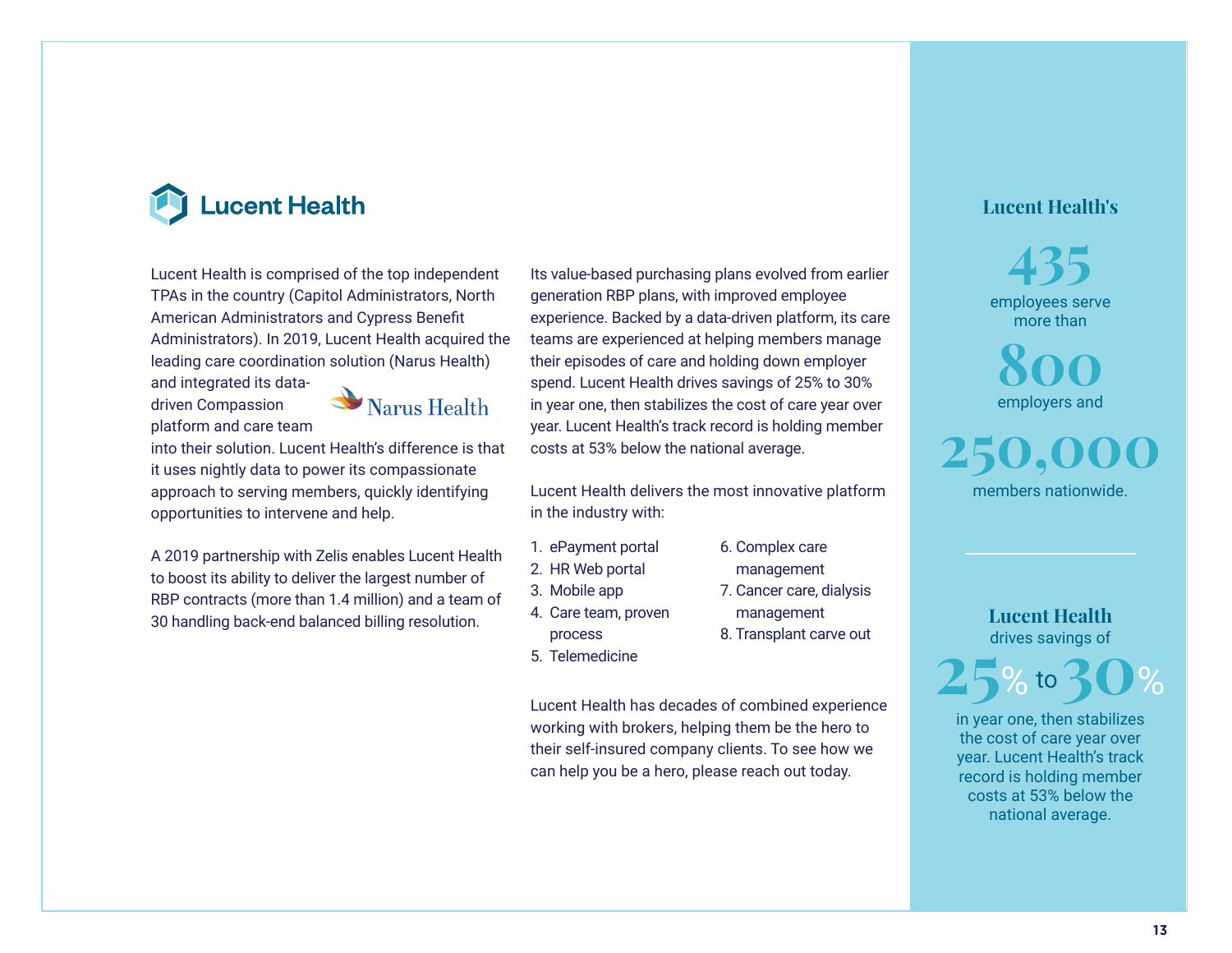# Lucent Health

Lucent Health is comprised of the top independent TPAs in the country (Capitol Administrators, North American Administrators and Cypress Benefit Administrators). In 2019, Lucent Health acquired the leading care coordination solution (Narus Health) and integrated its data-driven Compassion platform and care team into their solution. Lucent Health's difference is that it uses nightly data to power its compassionate approach to serving members, quickly identifying opportunities to intervene and help.

Narus Health

A 2019 partnership with Zelis enables Lucent Health to boost its ability to deliver the largest number of RBP contracts (more than 1.4 million) and a team of 30 handling back-end balanced billing resolution.

Its value-based purchasing plans evolved from earlier generation RBP plans, with improved employee experience. Backed by a data-driven platform, its care teams are experienced at helping members manage their episodes of care and holding down employer spend. Lucent Health drives savings of 25% to 30% in year one, then stabilizes the cost of care year over year. Lucent Health's track record is holding member costs at 53% below the national average.

Lucent Health delivers the most innovative platform in the industry with:

1. ePayment portal
2. HR Web portal
3. Mobile app
4. Care team, proven process
5. Telemedicine
6. Complex care management
7. Cancer care, dialysis management
8. Transplant carve out

Lucent Health has decades of combined experience working with brokers, helping them be the hero to their self-insured company clients. To see how we can help you be a hero, please reach out today.

**Lucent Health's**

**435**
employees serve more than

**800**
employers and

**250,000**
members nationwide.

**Lucent Health** drives savings of

**25% to 30%**

in year one, then stabilizes the cost of care year over year. Lucent Health's track record is holding member costs at 53% below the national average.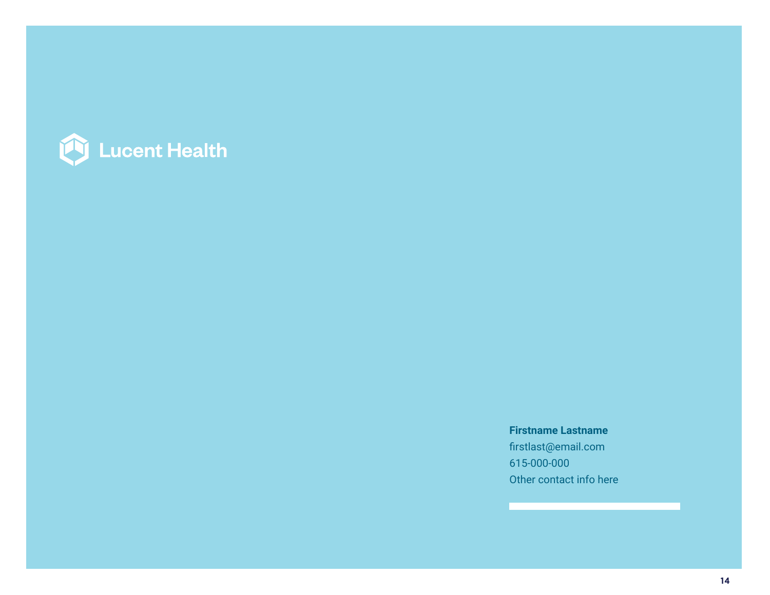Lucent Health

**Firstname Lastname**
firstlast@email.com
615-000-000
Other contact info here